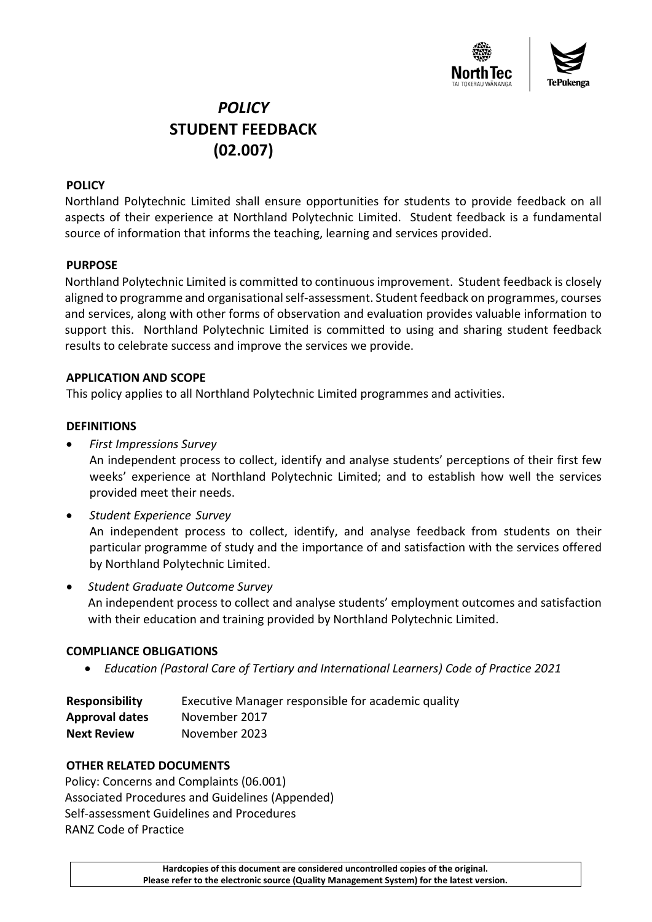# *POLICY*
# STUDENT FEEDBACK (02.007)

## POLICY

Northland Polytechnic Limited shall ensure opportunities for students to provide feedback on all aspects of their experience at Northland Polytechnic Limited. Student feedback is a fundamental source of information that informs the teaching, learning and services provided.

## PURPOSE

Northland Polytechnic Limited is committed to continuous improvement. Student feedback is closely aligned to programme and organisational self-assessment. Student feedback on programmes, courses and services, along with other forms of observation and evaluation provides valuable information to support this. Northland Polytechnic Limited is committed to using and sharing student feedback results to celebrate success and improve the services we provide.

## APPLICATION AND SCOPE

This policy applies to all Northland Polytechnic Limited programmes and activities.

## DEFINITIONS

- *First Impressions Survey*
  An independent process to collect, identify and analyse students' perceptions of their first few weeks' experience at Northland Polytechnic Limited; and to establish how well the services provided meet their needs.
- *Student Experience Survey*
  An independent process to collect, identify, and analyse feedback from students on their particular programme of study and the importance of and satisfaction with the services offered by Northland Polytechnic Limited.
- *Student Graduate Outcome Survey*
  An independent process to collect and analyse students' employment outcomes and satisfaction with their education and training provided by Northland Polytechnic Limited.

## COMPLIANCE OBLIGATIONS

- *Education (Pastoral Care of Tertiary and International Learners) Code of Practice 2021*

| | |
|---|---|
| **Responsibility** | Executive Manager responsible for academic quality |
| **Approval dates** | November 2017 |
| **Next Review** | November 2023 |

## OTHER RELATED DOCUMENTS

Policy: Concerns and Complaints (06.001)
Associated Procedures and Guidelines (Appended)
Self-assessment Guidelines and Procedures
RANZ Code of Practice

**Hardcopies of this document are considered uncontrolled copies of the original. Please refer to the electronic source (Quality Management System) for the latest version.**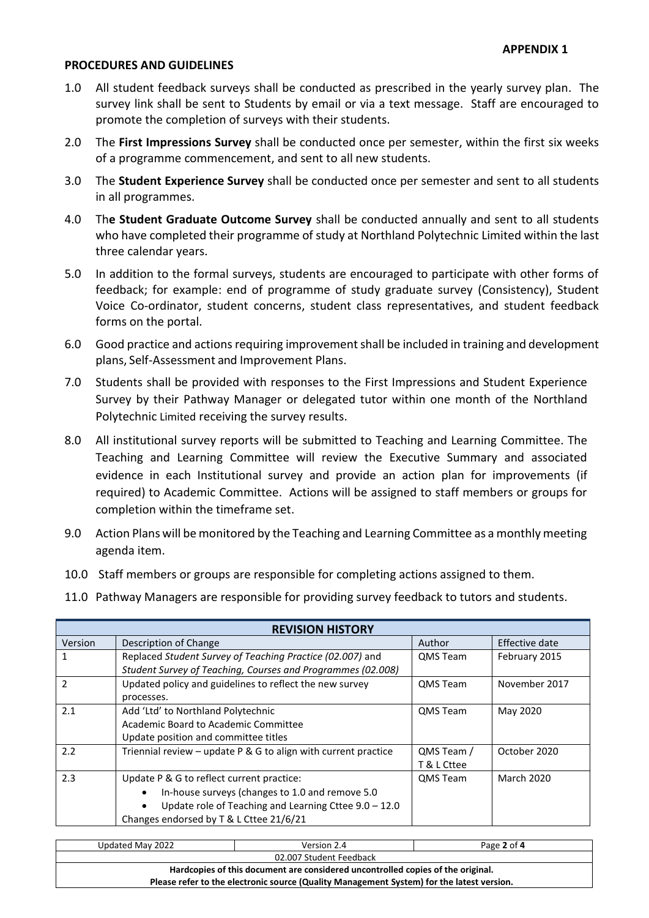**APPENDIX 1**

**PROCEDURES AND GUIDELINES**

1.0 All student feedback surveys shall be conducted as prescribed in the yearly survey plan. The survey link shall be sent to Students by email or via a text message. Staff are encouraged to promote the completion of surveys with their students.

2.0 The **First Impressions Survey** shall be conducted once per semester, within the first six weeks of a programme commencement, and sent to all new students.

3.0 The **Student Experience Survey** shall be conducted once per semester and sent to all students in all programmes.

4.0 Th**e Student Graduate Outcome Survey** shall be conducted annually and sent to all students who have completed their programme of study at Northland Polytechnic Limited within the last three calendar years.

5.0 In addition to the formal surveys, students are encouraged to participate with other forms of feedback; for example: end of programme of study graduate survey (Consistency), Student Voice Co-ordinator, student concerns, student class representatives, and student feedback forms on the portal.

6.0 Good practice and actions requiring improvement shall be included in training and development plans, Self-Assessment and Improvement Plans.

7.0 Students shall be provided with responses to the First Impressions and Student Experience Survey by their Pathway Manager or delegated tutor within one month of the Northland Polytechnic Limited receiving the survey results.

8.0 All institutional survey reports will be submitted to Teaching and Learning Committee. The Teaching and Learning Committee will review the Executive Summary and associated evidence in each Institutional survey and provide an action plan for improvements (if required) to Academic Committee. Actions will be assigned to staff members or groups for completion within the timeframe set.

9.0 Action Plans will be monitored by the Teaching and Learning Committee as a monthly meeting agenda item.

10.0 Staff members or groups are responsible for completing actions assigned to them.

11.0 Pathway Managers are responsible for providing survey feedback to tutors and students.

| **REVISION HISTORY** | | | |
|---|---|---|---|
| Version | Description of Change | Author | Effective date |
| 1 | Replaced *Student Survey of Teaching Practice (02.007)* and *Student Survey of Teaching, Courses and Programmes (02.008)* | QMS Team | February 2015 |
| 2 | Updated policy and guidelines to reflect the new survey processes. | QMS Team | November 2017 |
| 2.1 | Add 'Ltd' to Northland Polytechnic<br>Academic Board to Academic Committee<br>Update position and committee titles | QMS Team | May 2020 |
| 2.2 | Triennial review – update P & G to align with current practice | QMS Team / T & L Cttee | October 2020 |
| 2.3 | Update P & G to reflect current practice:<br>• In-house surveys (changes to 1.0 and remove 5.0<br>• Update role of Teaching and Learning Cttee 9.0 – 12.0<br>Changes endorsed by T & L Cttee 21/6/21 | QMS Team | March 2020 |

| Updated May 2022 | Version 2.4 | Page 2 of 4 |
|---|---|---|
| 02.007 Student Feedback | | |
| **Hardcopies of this document are considered uncontrolled copies of the original. Please refer to the electronic source (Quality Management System) for the latest version.** | | |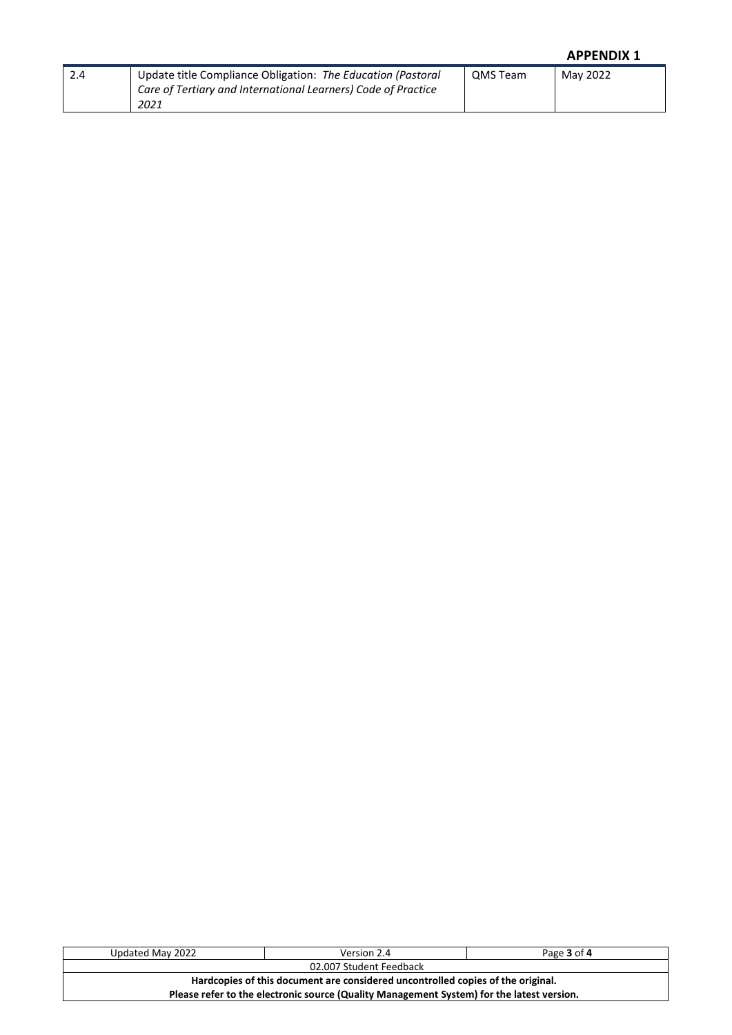**APPENDIX 1**

| | | | |
|---|---|---|---|
| 2.4 | Update title Compliance Obligation: *The Education (Pastoral Care of Tertiary and International Learners) Code of Practice 2021* | QMS Team | May 2022 |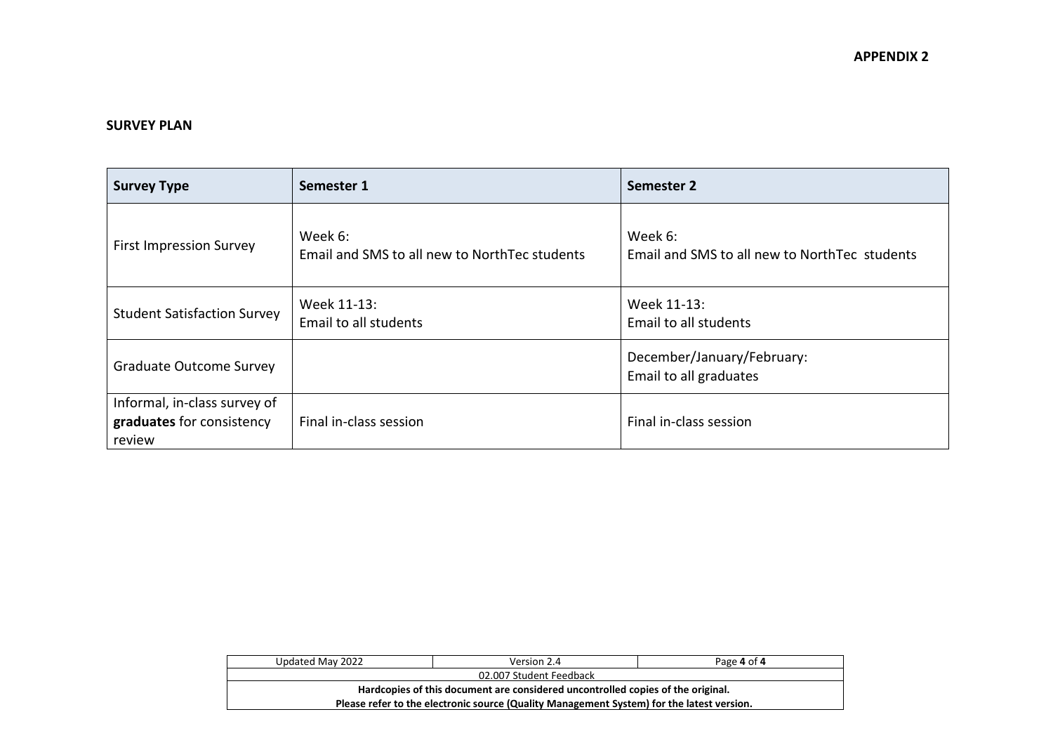**APPENDIX 2**

**SURVEY PLAN**

| Survey Type | Semester 1 | Semester 2 |
|---|---|---|
| First Impression Survey | Week 6:<br>Email and SMS to all new to NorthTec students | Week 6:<br>Email and SMS to all new to NorthTec students |
| Student Satisfaction Survey | Week 11-13:<br>Email to all students | Week 11-13:<br>Email to all students |
| Graduate Outcome Survey | | December/January/February:<br>Email to all graduates |
| Informal, in-class survey of **graduates** for consistency review | Final in-class session | Final in-class session |